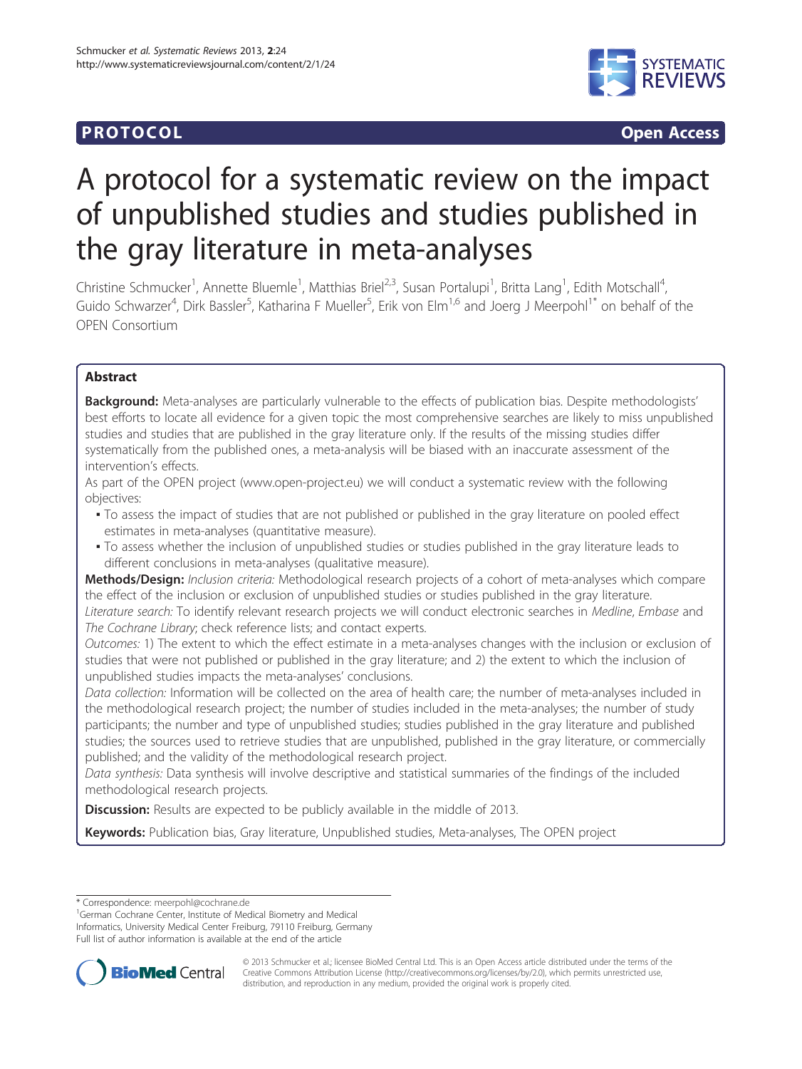**PROTOCOL** **Open Access**

# A protocol for a systematic review on the impact of unpublished studies and studies published in the gray literature in meta-analyses

Christine Schmucker[1], Annette Bluemle[1], Matthias Briel[2,3], Susan Portalupi[1], Britta Lang[1], Edith Motschall[4], Guido Schwarzer[4], Dirk Bassler[5], Katharina F Mueller[5], Erik von Elm[1,6] and Joerg J Meerpohl[1*] on behalf of the OPEN Consortium

## Abstract

**Background:** Meta-analyses are particularly vulnerable to the effects of publication bias. Despite methodologists' best efforts to locate all evidence for a given topic the most comprehensive searches are likely to miss unpublished studies and studies that are published in the gray literature only. If the results of the missing studies differ systematically from the published ones, a meta-analysis will be biased with an inaccurate assessment of the intervention's effects.

As part of the OPEN project (www.open-project.eu) we will conduct a systematic review with the following objectives:

- To assess the impact of studies that are not published or published in the gray literature on pooled effect estimates in meta-analyses (quantitative measure).
- To assess whether the inclusion of unpublished studies or studies published in the gray literature leads to different conclusions in meta-analyses (qualitative measure).

**Methods/Design:** *Inclusion criteria:* Methodological research projects of a cohort of meta-analyses which compare the effect of the inclusion or exclusion of unpublished studies or studies published in the gray literature.

*Literature search:* To identify relevant research projects we will conduct electronic searches in *Medline*, *Embase* and *The Cochrane Library*; check reference lists; and contact experts.

*Outcomes:* 1) The extent to which the effect estimate in a meta-analyses changes with the inclusion or exclusion of studies that were not published or published in the gray literature; and 2) the extent to which the inclusion of unpublished studies impacts the meta-analyses' conclusions.

*Data collection:* Information will be collected on the area of health care; the number of meta-analyses included in the methodological research project; the number of studies included in the meta-analyses; the number of study participants; the number and type of unpublished studies; studies published in the gray literature and published studies; the sources used to retrieve studies that are unpublished, published in the gray literature, or commercially published; and the validity of the methodological research project.

*Data synthesis:* Data synthesis will involve descriptive and statistical summaries of the findings of the included methodological research projects.

**Discussion:** Results are expected to be publicly available in the middle of 2013.

**Keywords:** Publication bias, Gray literature, Unpublished studies, Meta-analyses, The OPEN project

\* Correspondence: meerpohl@cochrane.de
[1]German Cochrane Center, Institute of Medical Biometry and Medical Informatics, University Medical Center Freiburg, 79110 Freiburg, Germany
Full list of author information is available at the end of the article

© 2013 Schmucker et al.; licensee BioMed Central Ltd. This is an Open Access article distributed under the terms of the Creative Commons Attribution License (http://creativecommons.org/licenses/by/2.0), which permits unrestricted use, distribution, and reproduction in any medium, provided the original work is properly cited.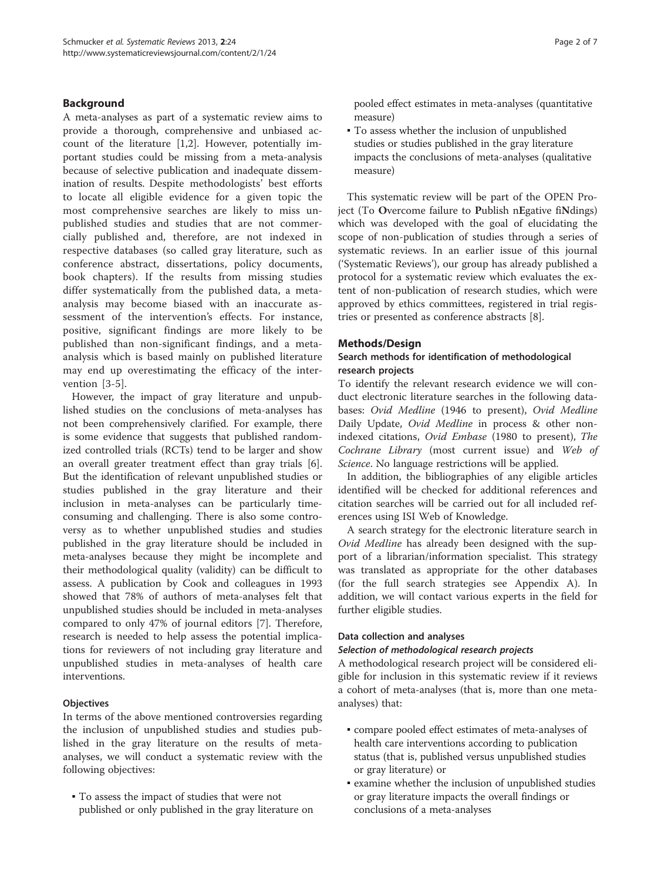## Background

A meta-analyses as part of a systematic review aims to provide a thorough, comprehensive and unbiased account of the literature [1,2]. However, potentially important studies could be missing from a meta-analysis because of selective publication and inadequate dissemination of results. Despite methodologists' best efforts to locate all eligible evidence for a given topic the most comprehensive searches are likely to miss unpublished studies and studies that are not commercially published and, therefore, are not indexed in respective databases (so called gray literature, such as conference abstract, dissertations, policy documents, book chapters). If the results from missing studies differ systematically from the published data, a meta-analysis may become biased with an inaccurate assessment of the intervention's effects. For instance, positive, significant findings are more likely to be published than non-significant findings, and a meta-analysis which is based mainly on published literature may end up overestimating the efficacy of the intervention [3-5].

However, the impact of gray literature and unpublished studies on the conclusions of meta-analyses has not been comprehensively clarified. For example, there is some evidence that suggests that published randomized controlled trials (RCTs) tend to be larger and show an overall greater treatment effect than gray trials [6]. But the identification of relevant unpublished studies or studies published in the gray literature and their inclusion in meta-analyses can be particularly time-consuming and challenging. There is also some controversy as to whether unpublished studies and studies published in the gray literature should be included in meta-analyses because they might be incomplete and their methodological quality (validity) can be difficult to assess. A publication by Cook and colleagues in 1993 showed that 78% of authors of meta-analyses felt that unpublished studies should be included in meta-analyses compared to only 47% of journal editors [7]. Therefore, research is needed to help assess the potential implications for reviewers of not including gray literature and unpublished studies in meta-analyses of health care interventions.

### Objectives

In terms of the above mentioned controversies regarding the inclusion of unpublished studies and studies published in the gray literature on the results of meta-analyses, we will conduct a systematic review with the following objectives:

- To assess the impact of studies that were not published or only published in the gray literature on pooled effect estimates in meta-analyses (quantitative measure)
- To assess whether the inclusion of unpublished studies or studies published in the gray literature impacts the conclusions of meta-analyses (qualitative measure)

This systematic review will be part of the OPEN Project (To **O**vercome failure to **P**ublish n**E**gative fi**N**dings) which was developed with the goal of elucidating the scope of non-publication of studies through a series of systematic reviews. In an earlier issue of this journal ('Systematic Reviews'), our group has already published a protocol for a systematic review which evaluates the extent of non-publication of research studies, which were approved by ethics committees, registered in trial registries or presented as conference abstracts [8].

## Methods/Design

### Search methods for identification of methodological research projects

To identify the relevant research evidence we will conduct electronic literature searches in the following databases: *Ovid Medline* (1946 to present), *Ovid Medline* Daily Update, *Ovid Medline* in process & other non-indexed citations, *Ovid Embase* (1980 to present), *The Cochrane Library* (most current issue) and *Web of Science*. No language restrictions will be applied.

In addition, the bibliographies of any eligible articles identified will be checked for additional references and citation searches will be carried out for all included references using ISI Web of Knowledge.

A search strategy for the electronic literature search in *Ovid Medline* has already been designed with the support of a librarian/information specialist. This strategy was translated as appropriate for the other databases (for the full search strategies see Appendix A). In addition, we will contact various experts in the field for further eligible studies.

### Data collection and analyses

#### *Selection of methodological research projects*

A methodological research project will be considered eligible for inclusion in this systematic review if it reviews a cohort of meta-analyses (that is, more than one meta-analyses) that:

- compare pooled effect estimates of meta-analyses of health care interventions according to publication status (that is, published versus unpublished studies or gray literature) or
- examine whether the inclusion of unpublished studies or gray literature impacts the overall findings or conclusions of a meta-analyses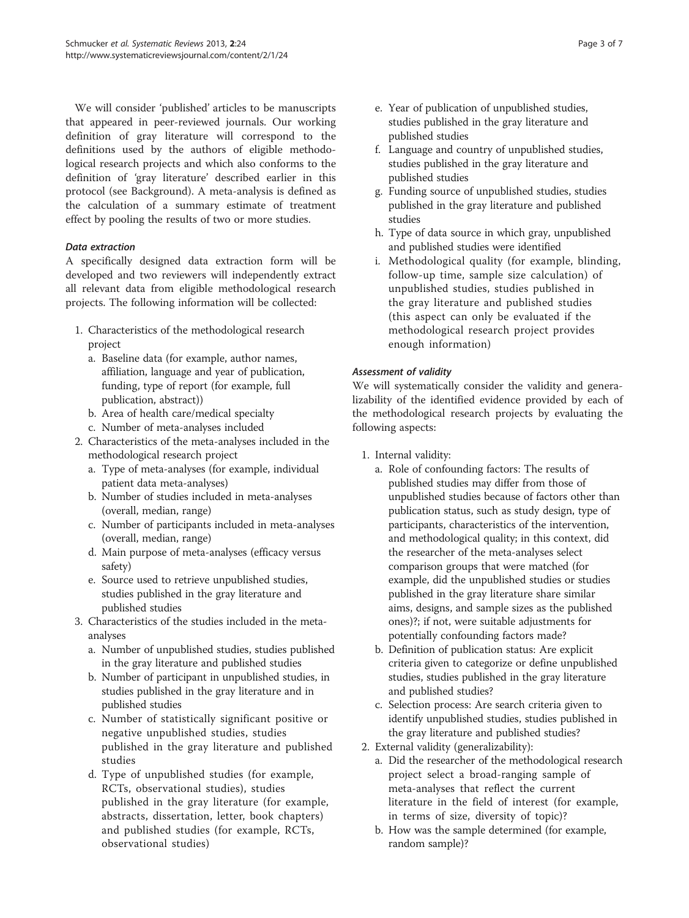We will consider 'published' articles to be manuscripts that appeared in peer-reviewed journals. Our working definition of gray literature will correspond to the definitions used by the authors of eligible methodological research projects and which also conforms to the definition of 'gray literature' described earlier in this protocol (see Background). A meta-analysis is defined as the calculation of a summary estimate of treatment effect by pooling the results of two or more studies.

#### *Data extraction*

A specifically designed data extraction form will be developed and two reviewers will independently extract all relevant data from eligible methodological research projects. The following information will be collected:

1. Characteristics of the methodological research project
   a. Baseline data (for example, author names, affiliation, language and year of publication, funding, type of report (for example, full publication, abstract))
   b. Area of health care/medical specialty
   c. Number of meta-analyses included
2. Characteristics of the meta-analyses included in the methodological research project
   a. Type of meta-analyses (for example, individual patient data meta-analyses)
   b. Number of studies included in meta-analyses (overall, median, range)
   c. Number of participants included in meta-analyses (overall, median, range)
   d. Main purpose of meta-analyses (efficacy versus safety)
   e. Source used to retrieve unpublished studies, studies published in the gray literature and published studies
3. Characteristics of the studies included in the meta-analyses
   a. Number of unpublished studies, studies published in the gray literature and published studies
   b. Number of participant in unpublished studies, in studies published in the gray literature and in published studies
   c. Number of statistically significant positive or negative unpublished studies, studies published in the gray literature and published studies
   d. Type of unpublished studies (for example, RCTs, observational studies), studies published in the gray literature (for example, abstracts, dissertation, letter, book chapters) and published studies (for example, RCTs, observational studies)
   e. Year of publication of unpublished studies, studies published in the gray literature and published studies
   f. Language and country of unpublished studies, studies published in the gray literature and published studies
   g. Funding source of unpublished studies, studies published in the gray literature and published studies
   h. Type of data source in which gray, unpublished and published studies were identified
   i. Methodological quality (for example, blinding, follow-up time, sample size calculation) of unpublished studies, studies published in the gray literature and published studies (this aspect can only be evaluated if the methodological research project provides enough information)

#### *Assessment of validity*

We will systematically consider the validity and generalizability of the identified evidence provided by each of the methodological research projects by evaluating the following aspects:

1. Internal validity:
   a. Role of confounding factors: The results of published studies may differ from those of unpublished studies because of factors other than publication status, such as study design, type of participants, characteristics of the intervention, and methodological quality; in this context, did the researcher of the meta-analyses select comparison groups that were matched (for example, did the unpublished studies or studies published in the gray literature share similar aims, designs, and sample sizes as the published ones)?; if not, were suitable adjustments for potentially confounding factors made?
   b. Definition of publication status: Are explicit criteria given to categorize or define unpublished studies, studies published in the gray literature and published studies?
   c. Selection process: Are search criteria given to identify unpublished studies, studies published in the gray literature and published studies?
2. External validity (generalizability):
   a. Did the researcher of the methodological research project select a broad-ranging sample of meta-analyses that reflect the current literature in the field of interest (for example, in terms of size, diversity of topic)?
   b. How was the sample determined (for example, random sample)?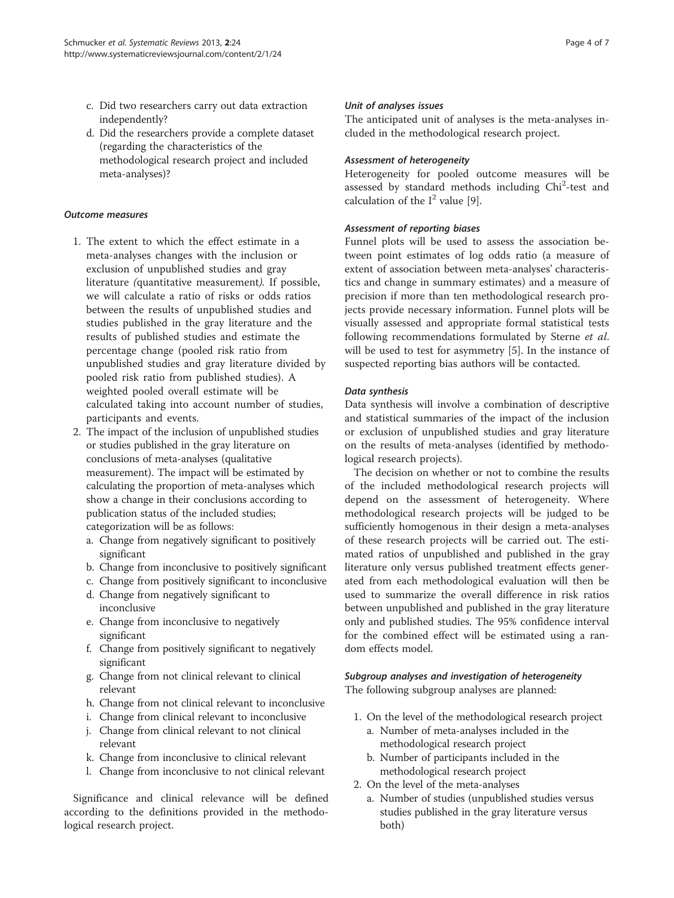c. Did two researchers carry out data extraction independently?
d. Did the researchers provide a complete dataset (regarding the characteristics of the methodological research project and included meta-analyses)?

#### *Outcome measures*

1. The extent to which the effect estimate in a meta-analyses changes with the inclusion or exclusion of unpublished studies and gray literature *(*quantitative measurement*).* If possible, we will calculate a ratio of risks or odds ratios between the results of unpublished studies and studies published in the gray literature and the results of published studies and estimate the percentage change (pooled risk ratio from unpublished studies and gray literature divided by pooled risk ratio from published studies). A weighted pooled overall estimate will be calculated taking into account number of studies, participants and events.
2. The impact of the inclusion of unpublished studies or studies published in the gray literature on conclusions of meta-analyses (qualitative measurement). The impact will be estimated by calculating the proportion of meta-analyses which show a change in their conclusions according to publication status of the included studies; categorization will be as follows:
   a. Change from negatively significant to positively significant
   b. Change from inconclusive to positively significant
   c. Change from positively significant to inconclusive
   d. Change from negatively significant to inconclusive
   e. Change from inconclusive to negatively significant
   f. Change from positively significant to negatively significant
   g. Change from not clinical relevant to clinical relevant
   h. Change from not clinical relevant to inconclusive
   i. Change from clinical relevant to inconclusive
   j. Change from clinical relevant to not clinical relevant
   k. Change from inconclusive to clinical relevant
   l. Change from inconclusive to not clinical relevant

Significance and clinical relevance will be defined according to the definitions provided in the methodological research project.

#### *Unit of analyses issues*

The anticipated unit of analyses is the meta-analyses included in the methodological research project.

#### *Assessment of heterogeneity*

Heterogeneity for pooled outcome measures will be assessed by standard methods including $Chi^2$-test and calculation of the $I^2$ value [9].

#### *Assessment of reporting biases*

Funnel plots will be used to assess the association between point estimates of log odds ratio (a measure of extent of association between meta-analyses' characteristics and change in summary estimates) and a measure of precision if more than ten methodological research projects provide necessary information. Funnel plots will be visually assessed and appropriate formal statistical tests following recommendations formulated by Sterne *et al.* will be used to test for asymmetry [5]. In the instance of suspected reporting bias authors will be contacted.

#### *Data synthesis*

Data synthesis will involve a combination of descriptive and statistical summaries of the impact of the inclusion or exclusion of unpublished studies and gray literature on the results of meta-analyses (identified by methodological research projects).

The decision on whether or not to combine the results of the included methodological research projects will depend on the assessment of heterogeneity. Where methodological research projects will be judged to be sufficiently homogenous in their design a meta-analyses of these research projects will be carried out. The estimated ratios of unpublished and published in the gray literature only versus published treatment effects generated from each methodological evaluation will then be used to summarize the overall difference in risk ratios between unpublished and published in the gray literature only and published studies. The 95% confidence interval for the combined effect will be estimated using a random effects model.

#### *Subgroup analyses and investigation of heterogeneity*

The following subgroup analyses are planned:

1. On the level of the methodological research project
   a. Number of meta-analyses included in the methodological research project
   b. Number of participants included in the methodological research project
2. On the level of the meta-analyses
   a. Number of studies (unpublished studies versus studies published in the gray literature versus both)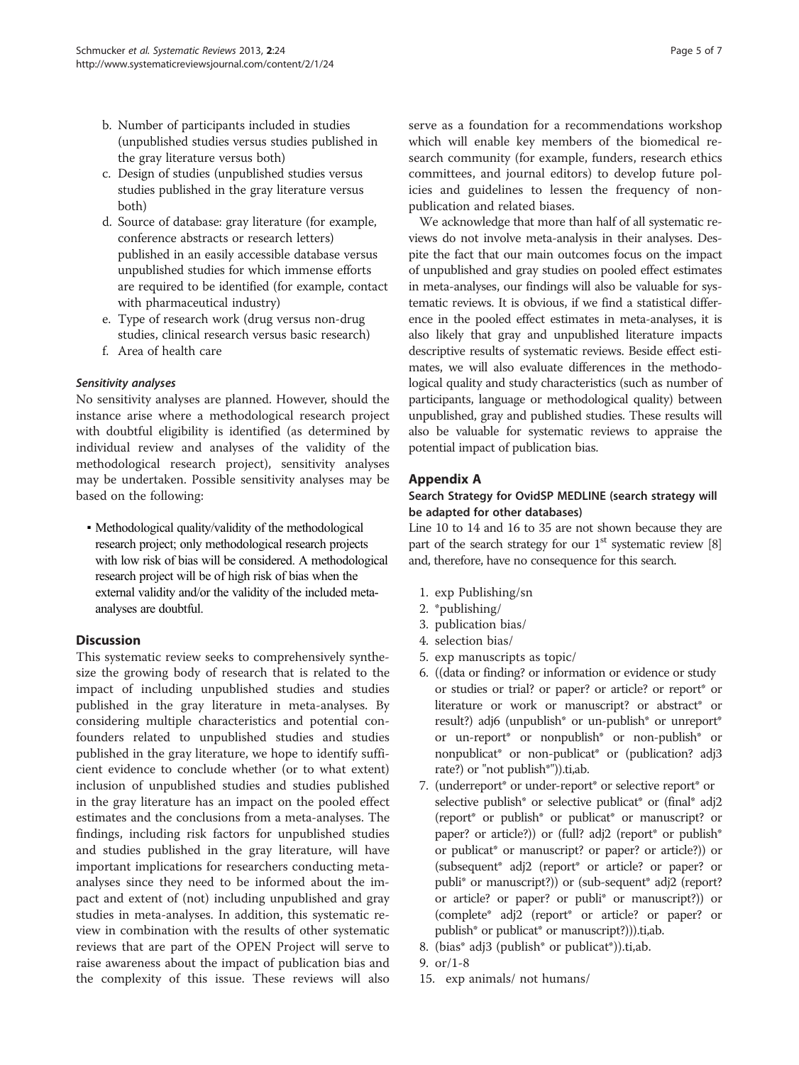b. Number of participants included in studies (unpublished studies versus studies published in the gray literature versus both)
c. Design of studies (unpublished studies versus studies published in the gray literature versus both)
d. Source of database: gray literature (for example, conference abstracts or research letters) published in an easily accessible database versus unpublished studies for which immense efforts are required to be identified (for example, contact with pharmaceutical industry)
e. Type of research work (drug versus non-drug studies, clinical research versus basic research)
f. Area of health care

#### *Sensitivity analyses*

No sensitivity analyses are planned. However, should the instance arise where a methodological research project with doubtful eligibility is identified (as determined by individual review and analyses of the validity of the methodological research project), sensitivity analyses may be undertaken. Possible sensitivity analyses may be based on the following:

- Methodological quality/validity of the methodological research project; only methodological research projects with low risk of bias will be considered. A methodological research project will be of high risk of bias when the external validity and/or the validity of the included meta-analyses are doubtful.

## Discussion

This systematic review seeks to comprehensively synthesize the growing body of research that is related to the impact of including unpublished studies and studies published in the gray literature in meta-analyses. By considering multiple characteristics and potential confounders related to unpublished studies and studies published in the gray literature, we hope to identify sufficient evidence to conclude whether (or to what extent) inclusion of unpublished studies and studies published in the gray literature has an impact on the pooled effect estimates and the conclusions from a meta-analyses. The findings, including risk factors for unpublished studies and studies published in the gray literature, will have important implications for researchers conducting meta-analyses since they need to be informed about the impact and extent of (not) including unpublished and gray studies in meta-analyses. In addition, this systematic review in combination with the results of other systematic reviews that are part of the OPEN Project will serve to raise awareness about the impact of publication bias and the complexity of this issue. These reviews will also serve as a foundation for a recommendations workshop which will enable key members of the biomedical research community (for example, funders, research ethics committees, and journal editors) to develop future policies and guidelines to lessen the frequency of non-publication and related biases.

We acknowledge that more than half of all systematic reviews do not involve meta-analysis in their analyses. Despite the fact that our main outcomes focus on the impact of unpublished and gray studies on pooled effect estimates in meta-analyses, our findings will also be valuable for systematic reviews. It is obvious, if we find a statistical difference in the pooled effect estimates in meta-analyses, it is also likely that gray and unpublished literature impacts descriptive results of systematic reviews. Beside effect estimates, we will also evaluate differences in the methodological quality and study characteristics (such as number of participants, language or methodological quality) between unpublished, gray and published studies. These results will also be valuable for systematic reviews to appraise the potential impact of publication bias.

## Appendix A

### Search Strategy for OvidSP MEDLINE (search strategy will be adapted for other databases)

Line 10 to 14 and 16 to 35 are not shown because they are part of the search strategy for our 1st systematic review [8] and, therefore, have no consequence for this search.

1. exp Publishing/sn
2. *publishing/
3. publication bias/
4. selection bias/
5. exp manuscripts as topic/
6. ((data or finding? or information or evidence or study or studies or trial? or paper? or article? or report* or literature or work or manuscript? or abstract* or result?) adj6 (unpublish* or un-publish* or unreport* or un-report* or nonpublish* or non-publish* or nonpublicat* or non-publicat* or (publication? adj3 rate?) or "not publish*")).ti,ab.
7. (underreport* or under-report* or selective report* or selective publish* or selective publicat* or (final* adj2 (report* or publish* or publicat* or manuscript? or paper? or article?)) or (full? adj2 (report* or publish* or publicat* or manuscript? or paper? or article?)) or (subsequent* adj2 (report* or article? or paper? or publi* or manuscript?)) or (sub-sequent* adj2 (report? or article? or paper? or publi* or manuscript?)) or (complete* adj2 (report* or article? or paper? or publish* or publicat* or manuscript?))).ti,ab.
8. (bias* adj3 (publish* or publicat*)).ti,ab.
9. or/1-8

15. exp animals/ not humans/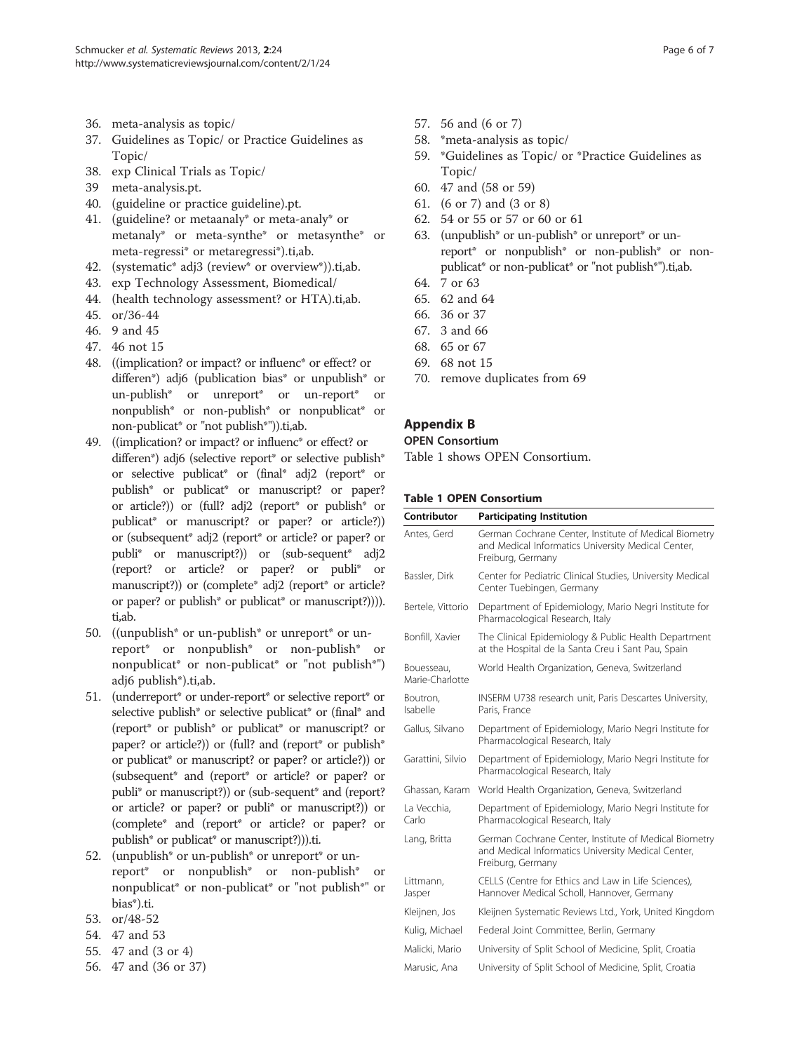36. meta-analysis as topic/
37. Guidelines as Topic/ or Practice Guidelines as Topic/
38. exp Clinical Trials as Topic/
39 meta-analysis.pt.
40. (guideline or practice guideline).pt.
41. (guideline? or metaanaly* or meta-analy* or metanaly* or meta-synthe* or metasynthe* or meta-regressi* or metaregressi*).ti,ab.
42. (systematic* adj3 (review* or overview*)).ti,ab.
43. exp Technology Assessment, Biomedical/
44. (health technology assessment? or HTA).ti,ab.
45. or/36-44
46. 9 and 45
47. 46 not 15
48. ((implication? or impact? or influenc* or effect? or differen*) adj6 (publication bias* or unpublish* or un-publish* or unreport* or un-report* or nonpublish* or non-publish* or nonpublicat* or non-publicat* or "not publish*")).ti,ab.
49. ((implication? or impact? or influenc* or effect? or differen*) adj6 (selective report* or selective publish* or selective publicat* or (final* adj2 (report* or publish* or publicat* or manuscript? or paper? or article?)) or (full? adj2 (report* or publish* or publicat* or manuscript? or paper? or article?)) or (subsequent* adj2 (report* or article? or paper? or publi* or manuscript?)) or (sub-sequent* adj2 (report? or article? or paper? or publi* or manuscript?)) or (complete* adj2 (report* or article? or paper? or publish* or publicat* or manuscript?)))).ti,ab.
50. ((unpublish* or un-publish* or unreport* or un-report* or nonpublish* or non-publish* or nonpublicat* or non-publicat* or "not publish*") adj6 publish*).ti,ab.
51. (underreport* or under-report* or selective report* or selective publish* or selective publicat* or (final* and (report* or publish* or publicat* or manuscript? or paper? or article?)) or (full? and (report* or publish* or publicat* or manuscript? or paper? or article?)) or (subsequent* and (report* or article? or paper? or publi* or manuscript?)) or (sub-sequent* and (report? or article? or paper? or publi* or manuscript?)) or (complete* and (report* or article? or paper? or publish* or publicat* or manuscript?))).ti.
52. (unpublish* or un-publish* or unreport* or un-report* or nonpublish* or non-publish* or nonpublicat* or non-publicat* or "not publish*" or bias*).ti.
53. or/48-52
54. 47 and 53
55. 47 and (3 or 4)
56. 47 and (36 or 37)
57. 56 and (6 or 7)
58. *meta-analysis as topic/
59. *Guidelines as Topic/ or *Practice Guidelines as Topic/
60. 47 and (58 or 59)
61. (6 or 7) and (3 or 8)
62. 54 or 55 or 57 or 60 or 61
63. (unpublish* or un-publish* or unreport* or un-report* or nonpublish* or non-publish* or non-publicat* or non-publicat* or "not publish*").ti,ab.
64. 7 or 63
65. 62 and 64
66. 36 or 37
67. 3 and 66
68. 65 or 67
69. 68 not 15
70. remove duplicates from 69

## Appendix B

### OPEN Consortium

Table 1 shows OPEN Consortium.

**Table 1 OPEN Consortium**

| Contributor | Participating Institution |
|---|---|
| Antes, Gerd | German Cochrane Center, Institute of Medical Biometry and Medical Informatics University Medical Center, Freiburg, Germany |
| Bassler, Dirk | Center for Pediatric Clinical Studies, University Medical Center Tuebingen, Germany |
| Bertele, Vittorio | Department of Epidemiology, Mario Negri Institute for Pharmacological Research, Italy |
| Bonfill, Xavier | The Clinical Epidemiology & Public Health Department at the Hospital de la Santa Creu i Sant Pau, Spain |
| Bouesseau, Marie-Charlotte | World Health Organization, Geneva, Switzerland |
| Boutron, Isabelle | INSERM U738 research unit, Paris Descartes University, Paris, France |
| Gallus, Silvano | Department of Epidemiology, Mario Negri Institute for Pharmacological Research, Italy |
| Garattini, Silvio | Department of Epidemiology, Mario Negri Institute for Pharmacological Research, Italy |
| Ghassan, Karam | World Health Organization, Geneva, Switzerland |
| La Vecchia, Carlo | Department of Epidemiology, Mario Negri Institute for Pharmacological Research, Italy |
| Lang, Britta | German Cochrane Center, Institute of Medical Biometry and Medical Informatics University Medical Center, Freiburg, Germany |
| Littmann, Jasper | CELLS (Centre for Ethics and Law in Life Sciences), Hannover Medical Scholl, Hannover, Germany |
| Kleijnen, Jos | Kleijnen Systematic Reviews Ltd., York, United Kingdom |
| Kulig, Michael | Federal Joint Committee, Berlin, Germany |
| Malicki, Mario | University of Split School of Medicine, Split, Croatia |
| Marusic, Ana | University of Split School of Medicine, Split, Croatia |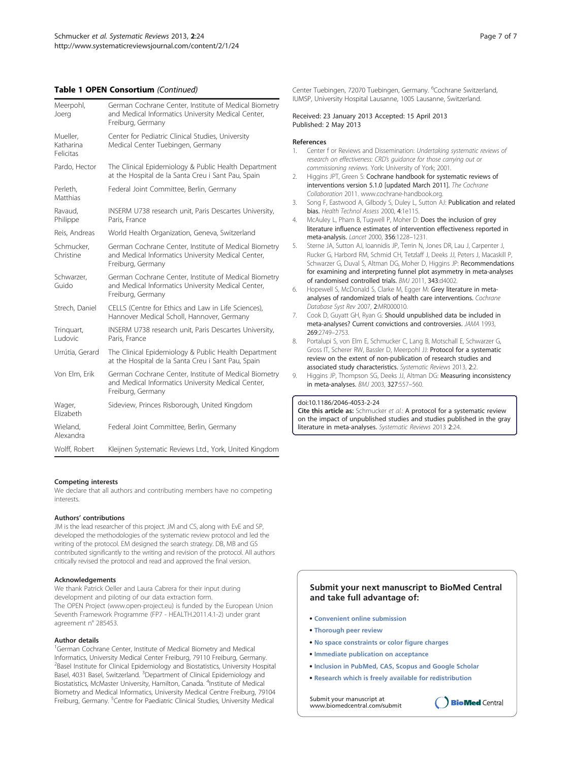**Table 1 OPEN Consortium** *(Continued)*

| | |
|---|---|
| Meerpohl, Joerg | German Cochrane Center, Institute of Medical Biometry and Medical Informatics University Medical Center, Freiburg, Germany |
| Mueller, Katharina Felicitas | Center for Pediatric Clinical Studies, University Medical Center Tuebingen, Germany |
| Pardo, Hector | The Clinical Epidemiology & Public Health Department at the Hospital de la Santa Creu i Sant Pau, Spain |
| Perleth, Matthias | Federal Joint Committee, Berlin, Germany |
| Ravaud, Philippe | INSERM U738 research unit, Paris Descartes University, Paris, France |
| Reis, Andreas | World Health Organization, Geneva, Switzerland |
| Schmucker, Christine | German Cochrane Center, Institute of Medical Biometry and Medical Informatics University Medical Center, Freiburg, Germany |
| Schwarzer, Guido | German Cochrane Center, Institute of Medical Biometry and Medical Informatics University Medical Center, Freiburg, Germany |
| Strech, Daniel | CELLS (Centre for Ethics and Law in Life Sciences), Hannover Medical Scholl, Hannover, Germany |
| Trinquart, Ludovic | INSERM U738 research unit, Paris Descartes University, Paris, France |
| Urrútia, Gerard | The Clinical Epidemiology & Public Health Department at the Hospital de la Santa Creu i Sant Pau, Spain |
| Von Elm, Erik | German Cochrane Center, Institute of Medical Biometry and Medical Informatics University Medical Center, Freiburg, Germany |
| Wager, Elizabeth | Sideview, Princes Risborough, United Kingdom |
| Wieland, Alexandra | Federal Joint Committee, Berlin, Germany |
| Wolff, Robert | Kleijnen Systematic Reviews Ltd., York, United Kingdom |

#### Competing interests

We declare that all authors and contributing members have no competing interests.

#### Authors' contributions

JM is the lead researcher of this project. JM and CS, along with EvE and SP, developed the methodologies of the systematic review protocol and led the writing of the protocol. EM designed the search strategy. DB, MB and GS contributed significantly to the writing and revision of the protocol. All authors critically revised the protocol and read and approved the final version.

#### Acknowledgements

We thank Patrick Oeller and Laura Cabrera for their input during development and piloting of our data extraction form.
The OPEN Project (www.open-project.eu) is funded by the European Union Seventh Framework Programme (FP7 - HEALTH.2011.4.1-2) under grant agreement n° 285453.

#### Author details

[1]German Cochrane Center, Institute of Medical Biometry and Medical Informatics, University Medical Center Freiburg, 79110 Freiburg, Germany. [2]Basel Institute for Clinical Epidemiology and Biostatistics, University Hospital Basel, 4031 Basel, Switzerland. [3]Department of Clinical Epidemiology and Biostatistics, McMaster University, Hamilton, Canada. [4]Institute of Medical Biometry and Medical Informatics, University Medical Centre Freiburg, 79104 Freiburg, Germany. [5]Centre for Paediatric Clinical Studies, University Medical Center Tuebingen, 72070 Tuebingen, Germany. [6]Cochrane Switzerland, IUMSP, University Hospital Lausanne, 1005 Lausanne, Switzerland.

Received: 23 January 2013 Accepted: 15 April 2013
Published: 2 May 2013

#### References

1. Center f or Reviews and Dissemination: *Undertaking systematic reviews of research on effectiveness: CRD's guidance for those carrying out or commissioning reviews.* York: University of York; 2001.
2. Higgins JPT, Green S: **Cochrane handbook for systematic reviews of interventions version 5.1.0 [updated March 2011].** *The Cochrane Collaboration* 2011. www.cochrane-handbook.org.
3. Song F, Eastwood A, Gilbody S, Duley L, Sutton AJ: **Publication and related bias.** *Health Technol Assess* 2000, **4**:1e115.
4. McAuley L, Pham B, Tugwell P, Moher D: **Does the inclusion of grey literature influence estimates of intervention effectiveness reported in meta-analysis.** *Lancet* 2000, **356**:1228–1231.
5. Sterne JA, Sutton AJ, Ioannidis JP, Terrin N, Jones DR, Lau J, Carpenter J, Rucker G, Harbord RM, Schmid CH, Tetzlaff J, Deeks JJ, Peters J, Macaskill P, Schwarzer G, Duval S, Altman DG, Moher D, Higgins JP: **Recommendations for examining and interpreting funnel plot asymmetry in meta-analyses of randomised controlled trials.** *BMJ* 2011, **343**:d4002.
6. Hopewell S, McDonald S, Clarke M, Egger M: **Grey literature in meta-analyses of randomized trials of health care interventions.** *Cochrane Database Syst Rev* 2007, **2**:MR000010.
7. Cook D, Guyatt GH, Ryan G: **Should unpublished data be included in meta-analyses? Current convictions and controversies.** *JAMA* 1993, **269**:2749–2753.
8. Portalupi S, von Elm E, Schmucker C, Lang B, Motschall E, Schwarzer G, Gross IT, Scherer RW, Bassler D, Meerpohl JJ: **Protocol for a systematic review on the extent of non-publication of research studies and associated study characteristics.** *Systematic Reviews* 2013, **2**:2.
9. Higgins JP, Thompson SG, Deeks JJ, Altman DG: **Measuring inconsistency in meta-analyses.** *BMJ* 2003, **327**:557–560.

doi:10.1186/2046-4053-2-24
**Cite this article as:** Schmucker *et al.*: A protocol for a systematic review on the impact of unpublished studies and studies published in the gray literature in meta-analyses. *Systematic Reviews* 2013 **2**:24.

**Submit your next manuscript to BioMed Central and take full advantage of:**

- **Convenient online submission**
- **Thorough peer review**
- **No space constraints or color figure charges**
- **Immediate publication on acceptance**
- **Inclusion in PubMed, CAS, Scopus and Google Scholar**
- **Research which is freely available for redistribution**

Submit your manuscript at
www.biomedcentral.com/submit

BioMed Central